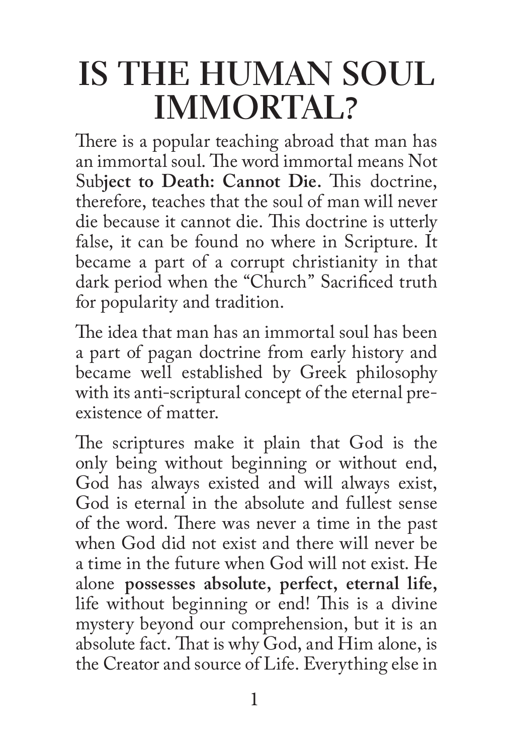# IS THE HUMAN SOUL IMMORTAL?

There is a popular teaching abroad that man has an immortal soul. The word immortal means Not Sub**ject to Death: Cannot Die.** This doctrine, therefore, teaches that the soul of man will never die because it cannot die. This doctrine is utterly false, it can be found no where in Scripture. It became a part of a corrupt christianity in that dark period when the "Church" Sacrificed truth for popularity and tradition.

The idea that man has an immortal soul has been a part of pagan doctrine from early history and became well established by Greek philosophy with its anti-scriptural concept of the eternal pre-existence of matter.

The scriptures make it plain that God is the only being without beginning or without end, God has always existed and will always exist, God is eternal in the absolute and fullest sense of the word. There was never a time in the past when God did not exist and there will never be a time in the future when God will not exist. He alone **possesses absolute, perfect, eternal life,** life without beginning or end! This is a divine mystery beyond our comprehension, but it is an absolute fact. That is why God, and Him alone, is the Creator and source of Life. Everything else in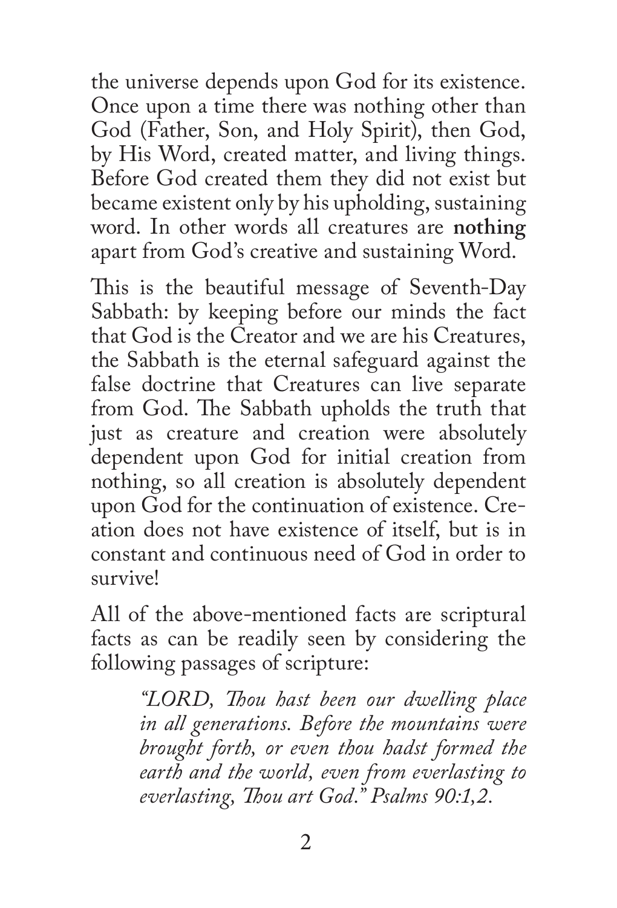the universe depends upon God for its existence. Once upon a time there was nothing other than God (Father, Son, and Holy Spirit), then God, by His Word, created matter, and living things. Before God created them they did not exist but became existent only by his upholding, sustaining word. In other words all creatures are **nothing** apart from God's creative and sustaining Word.

This is the beautiful message of Seventh-Day Sabbath: by keeping before our minds the fact that God is the Creator and we are his Creatures, the Sabbath is the eternal safeguard against the false doctrine that Creatures can live separate from God. The Sabbath upholds the truth that just as creature and creation were absolutely dependent upon God for initial creation from nothing, so all creation is absolutely dependent upon God for the continuation of existence. Creation does not have existence of itself, but is in constant and continuous need of God in order to survive!

All of the above-mentioned facts are scriptural facts as can be readily seen by considering the following passages of scripture:

> *"LORD, Thou hast been our dwelling place in all generations. Before the mountains were brought forth, or even thou hadst formed the earth and the world, even from everlasting to everlasting, Thou art God." Psalms 90:1,2.*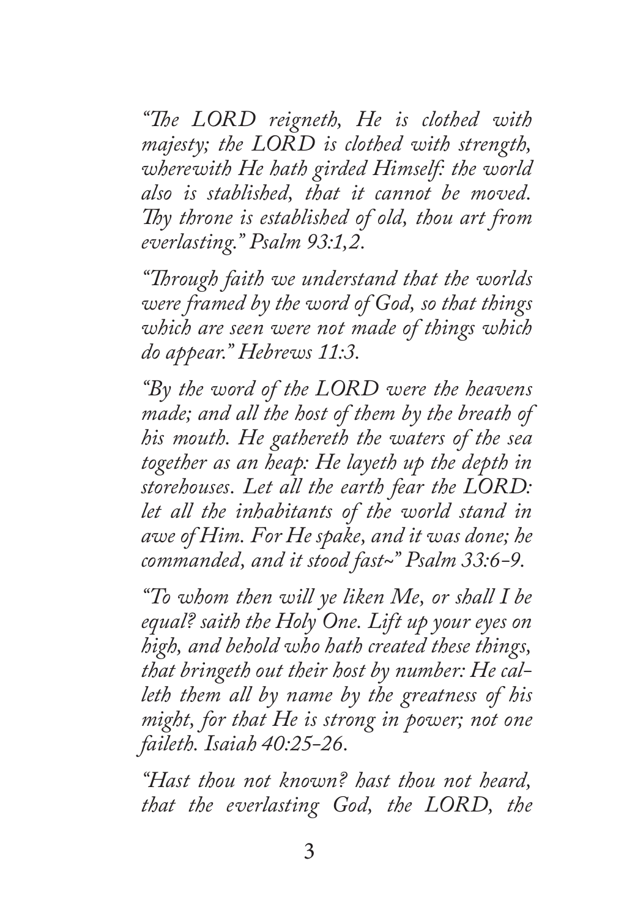*"The LORD reigneth, He is clothed with majesty; the LORD is clothed with strength, wherewith He hath girded Himself: the world also is stablished, that it cannot be moved. Thy throne is established of old, thou art from everlasting." Psalm 93:1,2.*

*"Through faith we understand that the worlds were framed by the word of God, so that things which are seen were not made of things which do appear." Hebrews 11:3.*

*"By the word of the LORD were the heavens made; and all the host of them by the breath of his mouth. He gathereth the waters of the sea together as an heap: He layeth up the depth in storehouses. Let all the earth fear the LORD: let all the inhabitants of the world stand in awe of Him. For He spake, and it was done; he commanded, and it stood fast~" Psalm 33:6-9.*

*"To whom then will ye liken Me, or shall I be equal? saith the Holy One. Lift up your eyes on high, and behold who hath created these things, that bringeth out their host by number: He calleth them all by name by the greatness of his might, for that He is strong in power; not one faileth. Isaiah 40:25-26.*

*"Hast thou not known? hast thou not heard, that the everlasting God, the LORD, the*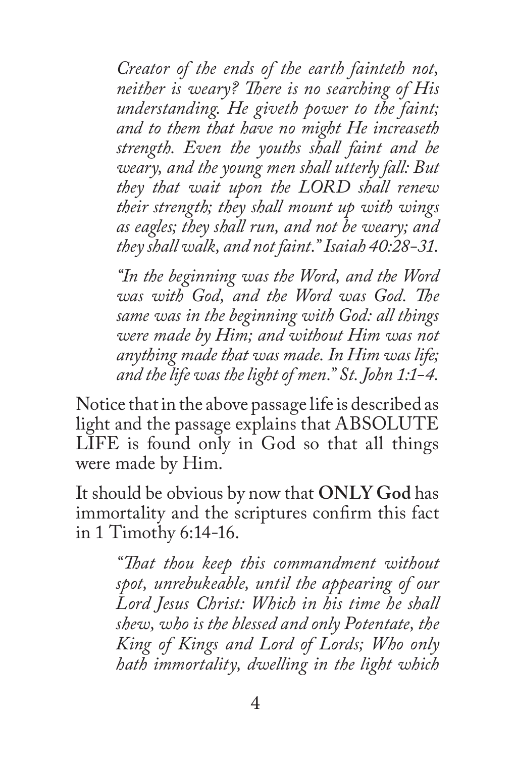*Creator of the ends of the earth fainteth not, neither is weary? There is no searching of His understanding. He giveth power to the faint; and to them that have no might He increaseth strength. Even the youths shall faint and be weary, and the young men shall utterly fall: But they that wait upon the LORD shall renew their strength; they shall mount up with wings as eagles; they shall run, and not be weary; and they shall walk, and not faint." Isaiah 40:28-31.*

*"In the beginning was the Word, and the Word was with God, and the Word was God. The same was in the beginning with God: all things were made by Him; and without Him was not anything made that was made. In Him was life; and the life was the light of men." St. John 1:1-4.*

Notice that in the above passage life is described as light and the passage explains that ABSOLUTE LIFE is found only in God so that all things were made by Him.

It should be obvious by now that **ONLY God** has immortality and the scriptures confirm this fact in 1 Timothy 6:14-16.

*"That thou keep this commandment without spot, unrebukeable, until the appearing of our Lord Jesus Christ: Which in his time he shall shew, who is the blessed and only Potentate, the King of Kings and Lord of Lords; Who only hath immortality, dwelling in the light which*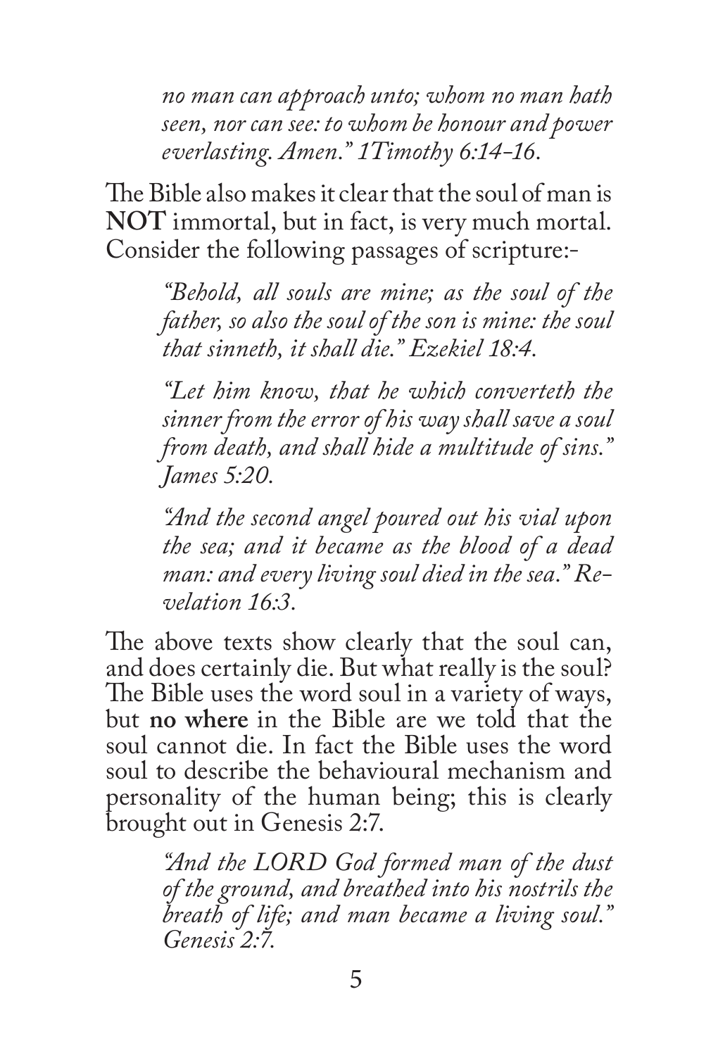> *no man can approach unto; whom no man hath seen, nor can see: to whom be honour and power everlasting. Amen." 1Timothy 6:14-16.*

The Bible also makes it clear that the soul of man is **NOT** immortal, but in fact, is very much mortal. Consider the following passages of scripture:-

> *"Behold, all souls are mine; as the soul of the father, so also the soul of the son is mine: the soul that sinneth, it shall die." Ezekiel 18:4.*

> *"Let him know, that he which converteth the sinner from the error of his way shall save a soul from death, and shall hide a multitude of sins." James 5:20.*

> *"And the second angel poured out his vial upon the sea; and it became as the blood of a dead man: and every living soul died in the sea." Revelation 16:3.*

The above texts show clearly that the soul can, and does certainly die. But what really is the soul? The Bible uses the word soul in a variety of ways, but **no where** in the Bible are we told that the soul cannot die. In fact the Bible uses the word soul to describe the behavioural mechanism and personality of the human being; this is clearly brought out in Genesis 2:7.

> *"And the LORD God formed man of the dust of the ground, and breathed into his nostrils the breath of life; and man became a living soul." Genesis 2:7.*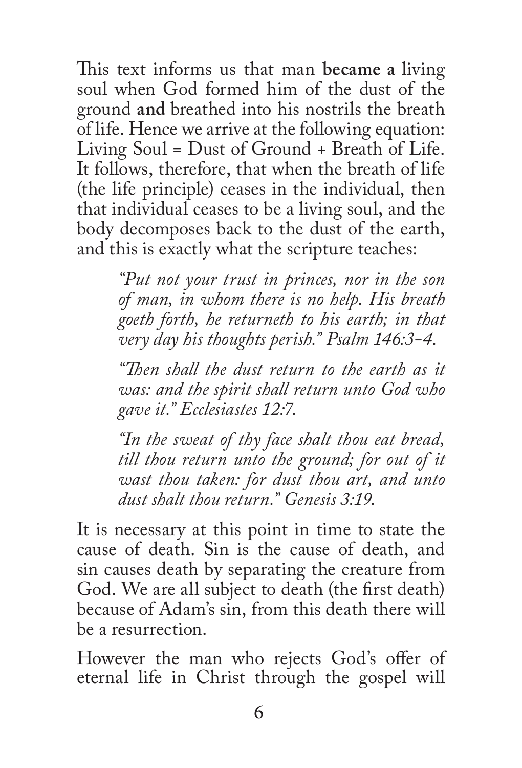This text informs us that man **became a** living soul when God formed him of the dust of the ground **and** breathed into his nostrils the breath of life. Hence we arrive at the following equation: Living Soul = Dust of Ground + Breath of Life. It follows, therefore, that when the breath of life (the life principle) ceases in the individual, then that individual ceases to be a living soul, and the body decomposes back to the dust of the earth, and this is exactly what the scripture teaches:

> *"Put not your trust in princes, nor in the son of man, in whom there is no help. His breath goeth forth, he returneth to his earth; in that very day his thoughts perish." Psalm 146:3-4.*
>
> *"Then shall the dust return to the earth as it was: and the spirit shall return unto God who gave it." Ecclesiastes 12:7.*
>
> *"In the sweat of thy face shalt thou eat bread, till thou return unto the ground; for out of it wast thou taken: for dust thou art, and unto dust shalt thou return." Genesis 3:19.*

It is necessary at this point in time to state the cause of death. Sin is the cause of death, and sin causes death by separating the creature from God. We are all subject to death (the first death) because of Adam's sin, from this death there will be a resurrection.

However the man who rejects God's offer of eternal life in Christ through the gospel will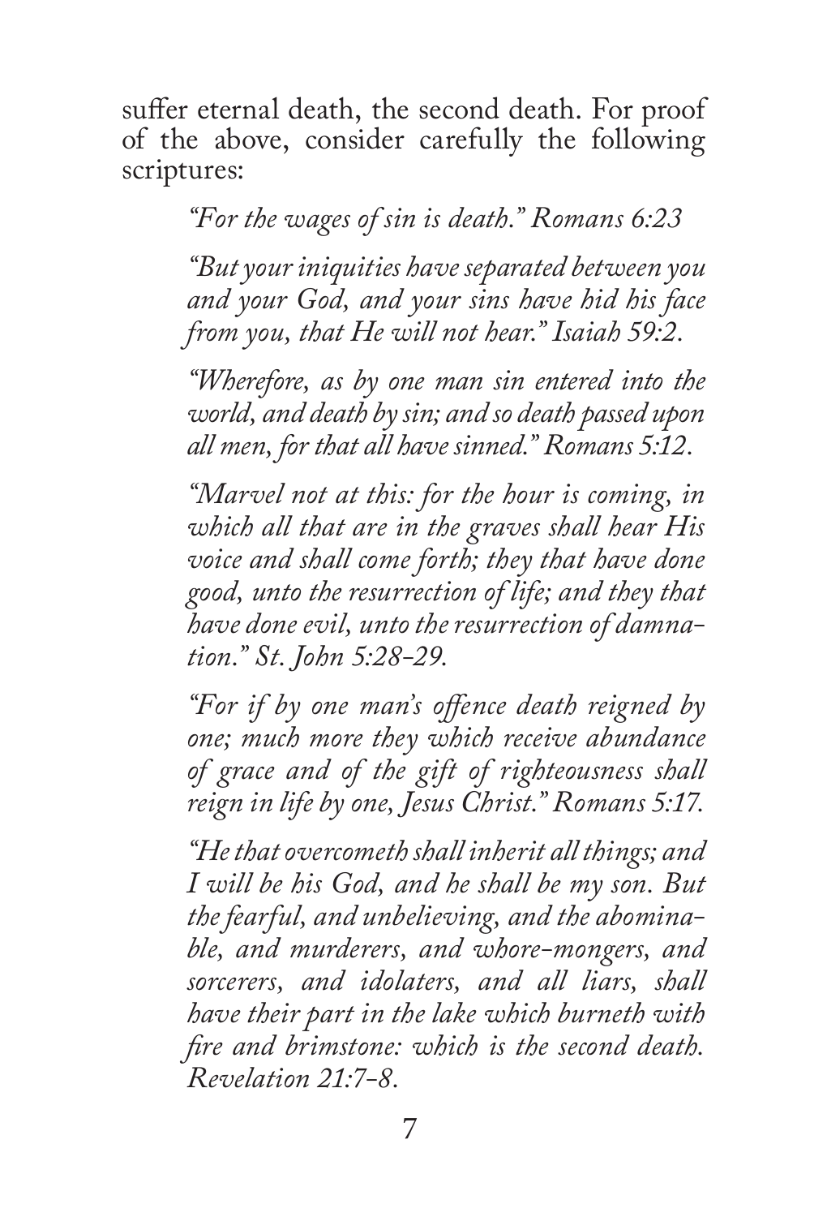suffer eternal death, the second death. For proof of the above, consider carefully the following scriptures:

> *"For the wages of sin is death." Romans 6:23*
>
> *"But your iniquities have separated between you and your God, and your sins have hid his face from you, that He will not hear." Isaiah 59:2.*
>
> *"Wherefore, as by one man sin entered into the world, and death by sin; and so death passed upon all men, for that all have sinned." Romans 5:12.*
>
> *"Marvel not at this: for the hour is coming, in which all that are in the graves shall hear His voice and shall come forth; they that have done good, unto the resurrection of life; and they that have done evil, unto the resurrection of damnation." St. John 5:28-29.*
>
> *"For if by one man's offence death reigned by one; much more they which receive abundance of grace and of the gift of righteousness shall reign in life by one, Jesus Christ." Romans 5:17.*
>
> *"He that overcometh shall inherit all things; and I will be his God, and he shall be my son. But the fearful, and unbelieving, and the abominable, and murderers, and whore-mongers, and sorcerers, and idolaters, and all liars, shall have their part in the lake which burneth with fire and brimstone: which is the second death. Revelation 21:7-8.*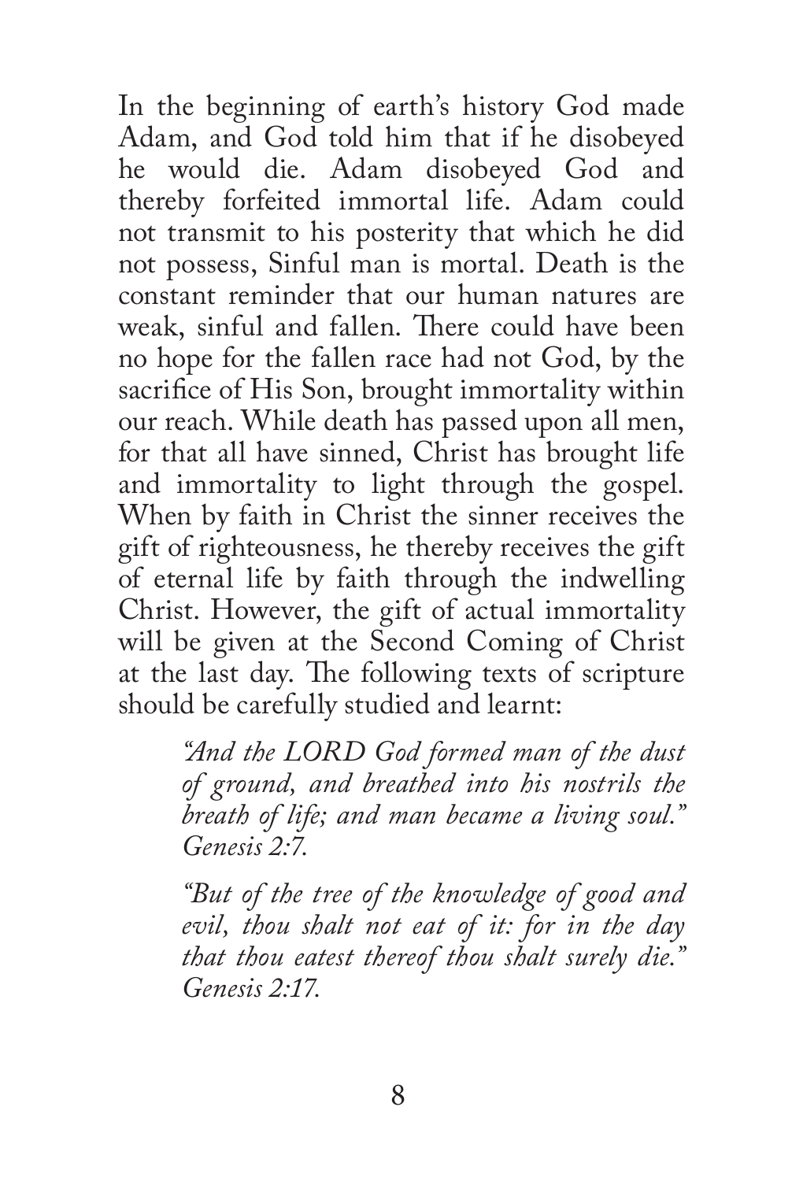In the beginning of earth's history God made Adam, and God told him that if he disobeyed he would die. Adam disobeyed God and thereby forfeited immortal life. Adam could not transmit to his posterity that which he did not possess, Sinful man is mortal. Death is the constant reminder that our human natures are weak, sinful and fallen. There could have been no hope for the fallen race had not God, by the sacrifice of His Son, brought immortality within our reach. While death has passed upon all men, for that all have sinned, Christ has brought life and immortality to light through the gospel. When by faith in Christ the sinner receives the gift of righteousness, he thereby receives the gift of eternal life by faith through the indwelling Christ. However, the gift of actual immortality will be given at the Second Coming of Christ at the last day. The following texts of scripture should be carefully studied and learnt:

> *"And the LORD God formed man of the dust of ground, and breathed into his nostrils the breath of life; and man became a living soul." Genesis 2:7.*

> *"But of the tree of the knowledge of good and evil, thou shalt not eat of it: for in the day that thou eatest thereof thou shalt surely die." Genesis 2:17.*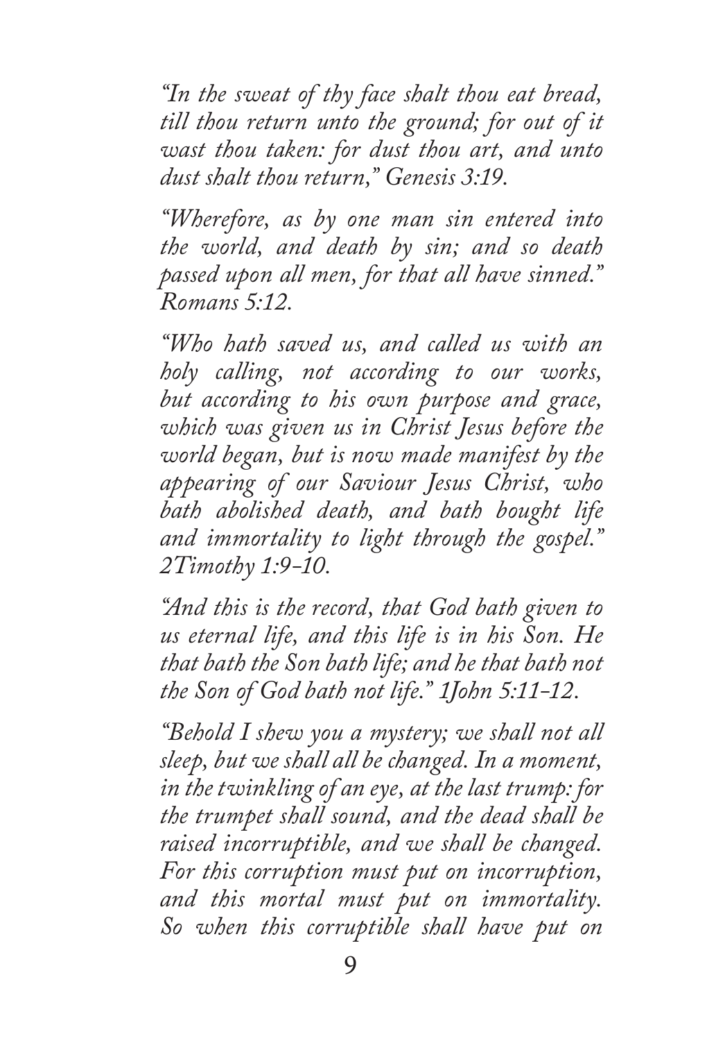*"In the sweat of thy face shalt thou eat bread, till thou return unto the ground; for out of it wast thou taken: for dust thou art, and unto dust shalt thou return," Genesis 3:19.*

*"Wherefore, as by one man sin entered into the world, and death by sin; and so death passed upon all men, for that all have sinned." Romans 5:12.*

*"Who hath saved us, and called us with an holy calling, not according to our works, but according to his own purpose and grace, which was given us in Christ Jesus before the world began, but is now made manifest by the appearing of our Saviour Jesus Christ, who hath abolished death, and hath bought life and immortality to light through the gospel." 2Timothy 1:9-10.*

*"And this is the record, that God hath given to us eternal life, and this life is in his Son. He that hath the Son hath life; and he that hath not the Son of God hath not life." 1John 5:11-12.*

*"Behold I shew you a mystery; we shall not all sleep, but we shall all be changed. In a moment, in the twinkling of an eye, at the last trump: for the trumpet shall sound, and the dead shall be raised incorruptible, and we shall be changed. For this corruption must put on incorruption, and this mortal must put on immortality. So when this corruptible shall have put on*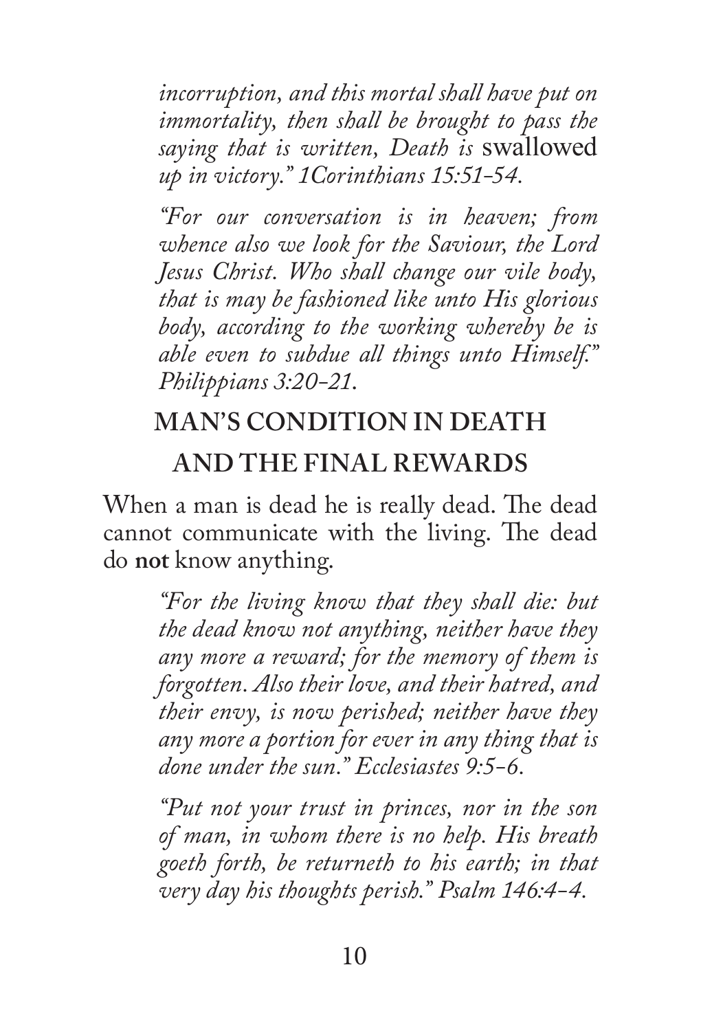*incorruption, and this mortal shall have put on immortality, then shall be brought to pass the saying that is written, Death is* swallowed *up in victory." 1Corinthians 15:51-54.*

*"For our conversation is in heaven; from whence also we look for the Saviour, the Lord Jesus Christ. Who shall change our vile body, that is may be fashioned like unto His glorious body, according to the working whereby be is able even to subdue all things unto Himself." Philippians 3:20-21.*

## MAN'S CONDITION IN DEATH AND THE FINAL REWARDS

When a man is dead he is really dead. The dead cannot communicate with the living. The dead do **not** know anything.

*"For the living know that they shall die: but the dead know not anything, neither have they any more a reward; for the memory of them is forgotten. Also their love, and their hatred, and their envy, is now perished; neither have they any more a portion for ever in any thing that is done under the sun." Ecclesiastes 9:5-6.*

*"Put not your trust in princes, nor in the son of man, in whom there is no help. His breath goeth forth, be returneth to his earth; in that very day his thoughts perish." Psalm 146:4-4.*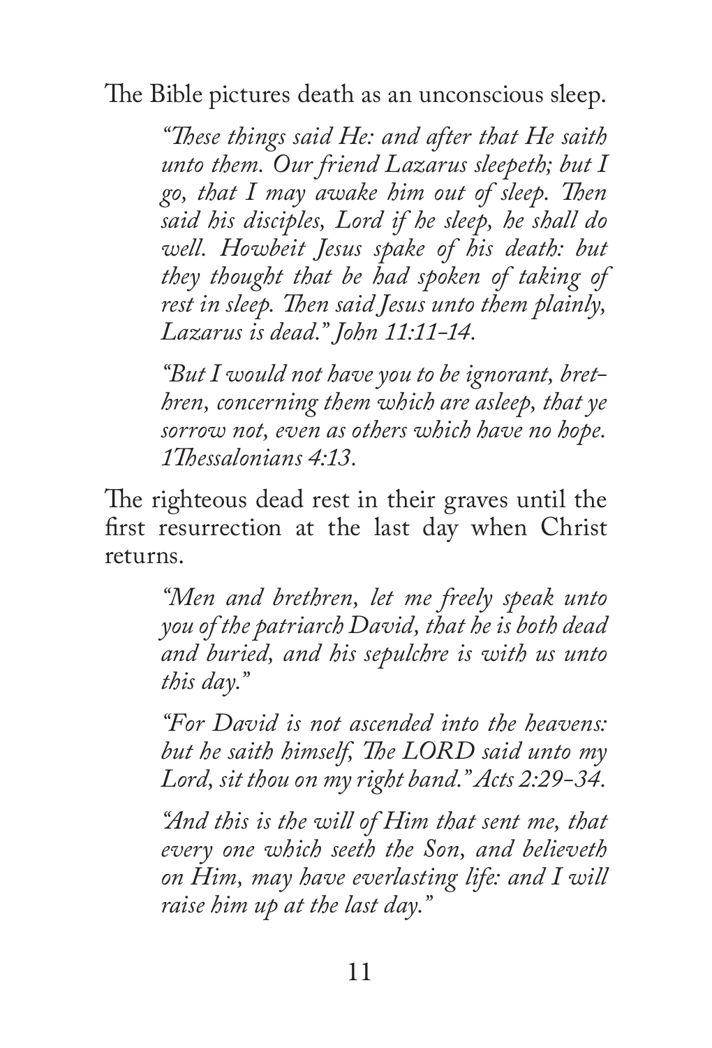The Bible pictures death as an unconscious sleep.

> *"These things said He: and after that He saith unto them. Our friend Lazarus sleepeth; but I go, that I may awake him out of sleep. Then said his disciples, Lord if he sleep, he shall do well. Howbeit Jesus spake of his death: but they thought that be had spoken of taking of rest in sleep. Then said Jesus unto them plainly, Lazarus is dead." John 11:11-14.*

> *"But I would not have you to be ignorant, brethren, concerning them which are asleep, that ye sorrow not, even as others which have no hope. 1Thessalonians 4:13.*

The righteous dead rest in their graves until the first resurrection at the last day when Christ returns.

> *"Men and brethren, let me freely speak unto you of the patriarch David, that he is both dead and buried, and his sepulchre is with us unto this day."*

> *"For David is not ascended into the heavens: but he saith himself, The LORD said unto my Lord, sit thou on my right band." Acts 2:29-34.*

> *"And this is the will of Him that sent me, that every one which seeth the Son, and believeth on Him, may have everlasting life: and I will raise him up at the last day."*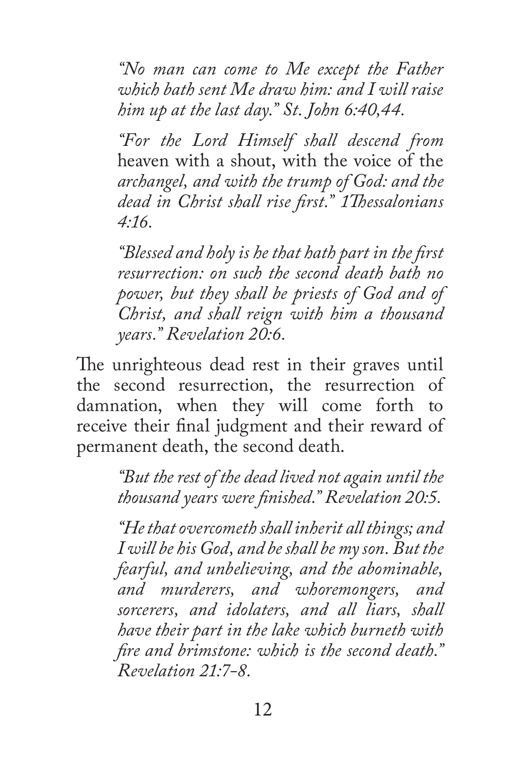> *"No man can come to Me except the Father which hath sent Me draw him: and I will raise him up at the last day." St. John 6:40,44.*

> *"For the Lord Himself shall descend from* heaven with a shout, with the voice of the *archangel, and with the trump of God: and the dead in Christ shall rise first." 1Thessalonians 4:16.*

> *"Blessed and holy is he that hath part in the first resurrection: on such the second death hath no power, but they shall be priests of God and of Christ, and shall reign with him a thousand years." Revelation 20:6.*

The unrighteous dead rest in their graves until the second resurrection, the resurrection of damnation, when they will come forth to receive their final judgment and their reward of permanent death, the second death.

> *"But the rest of the dead lived not again until the thousand years were finished." Revelation 20:5.*

> *"He that overcometh shall inherit all things; and I will be his God, and he shall be my son. But the fearful, and unbelieving, and the abominable, and murderers, and whoremongers, and sorcerers, and idolaters, and all liars, shall have their part in the lake which burneth with fire and brimstone: which is the second death." Revelation 21:7-8.*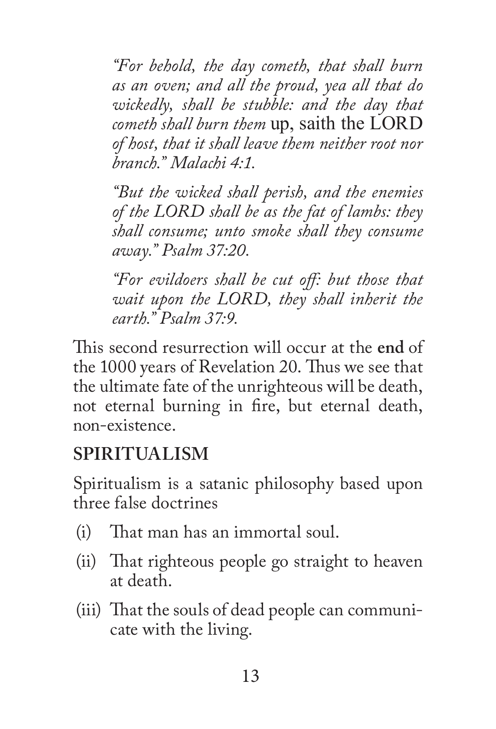*"For behold, the day cometh, that shall burn as an oven; and all the proud, yea all that do wickedly, shall be stubble: and the day that cometh shall burn them* up, saith the LORD *of host, that it shall leave them neither root nor branch." Malachi 4:1.*

*"But the wicked shall perish, and the enemies of the LORD shall be as the fat of lambs: they shall consume; unto smoke shall they consume away." Psalm 37:20.*

*"For evildoers shall be cut off: but those that wait upon the LORD, they shall inherit the earth." Psalm 37:9.*

This second resurrection will occur at the **end** of the 1000 years of Revelation 20. Thus we see that the ultimate fate of the unrighteous will be death, not eternal burning in fire, but eternal death, non-existence.

## SPIRITUALISM

Spiritualism is a satanic philosophy based upon three false doctrines

(i) That man has an immortal soul.

(ii) That righteous people go straight to heaven at death.

(iii) That the souls of dead people can communicate with the living.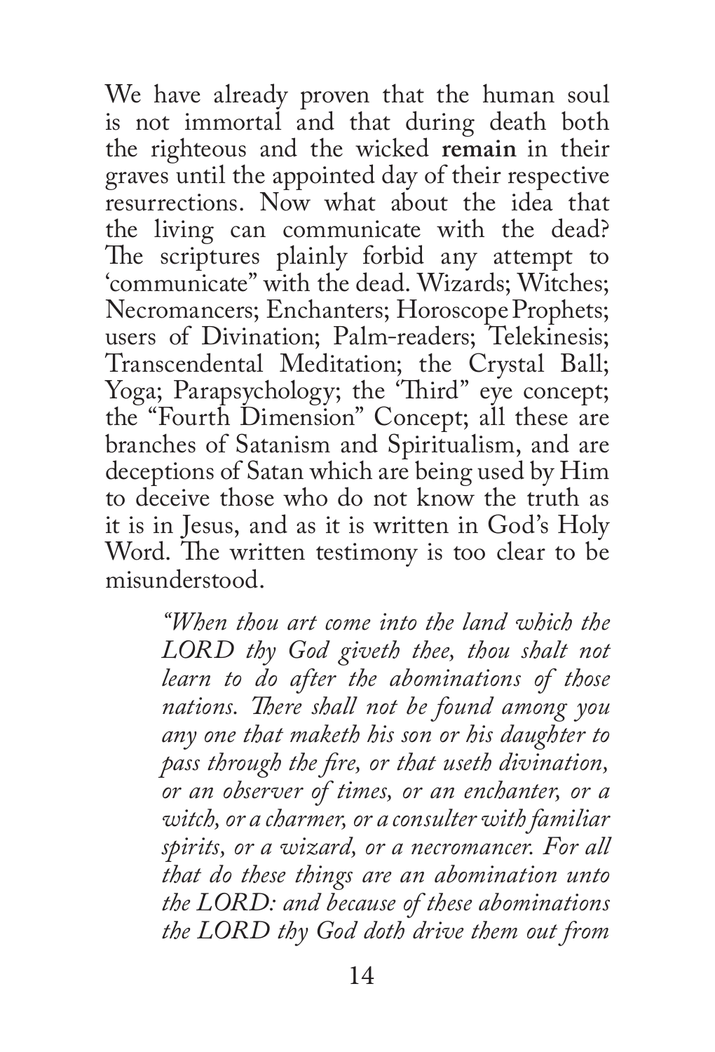We have already proven that the human soul is not immortal and that during death both the righteous and the wicked **remain** in their graves until the appointed day of their respective resurrections. Now what about the idea that the living can communicate with the dead? The scriptures plainly forbid any attempt to 'communicate" with the dead. Wizards; Witches; Necromancers; Enchanters; Horoscope Prophets; users of Divination; Palm-readers; Telekinesis; Transcendental Meditation; the Crystal Ball; Yoga; Parapsychology; the 'Third" eye concept; the "Fourth Dimension" Concept; all these are branches of Satanism and Spiritualism, and are deceptions of Satan which are being used by Him to deceive those who do not know the truth as it is in Jesus, and as it is written in God's Holy Word. The written testimony is too clear to be misunderstood.

> *"When thou art come into the land which the LORD thy God giveth thee, thou shalt not learn to do after the abominations of those nations. There shall not be found among you any one that maketh his son or his daughter to pass through the fire, or that useth divination, or an observer of times, or an enchanter, or a witch, or a charmer, or a consulter with familiar spirits, or a wizard, or a necromancer. For all that do these things are an abomination unto the LORD: and because of these abominations the LORD thy God doth drive them out from*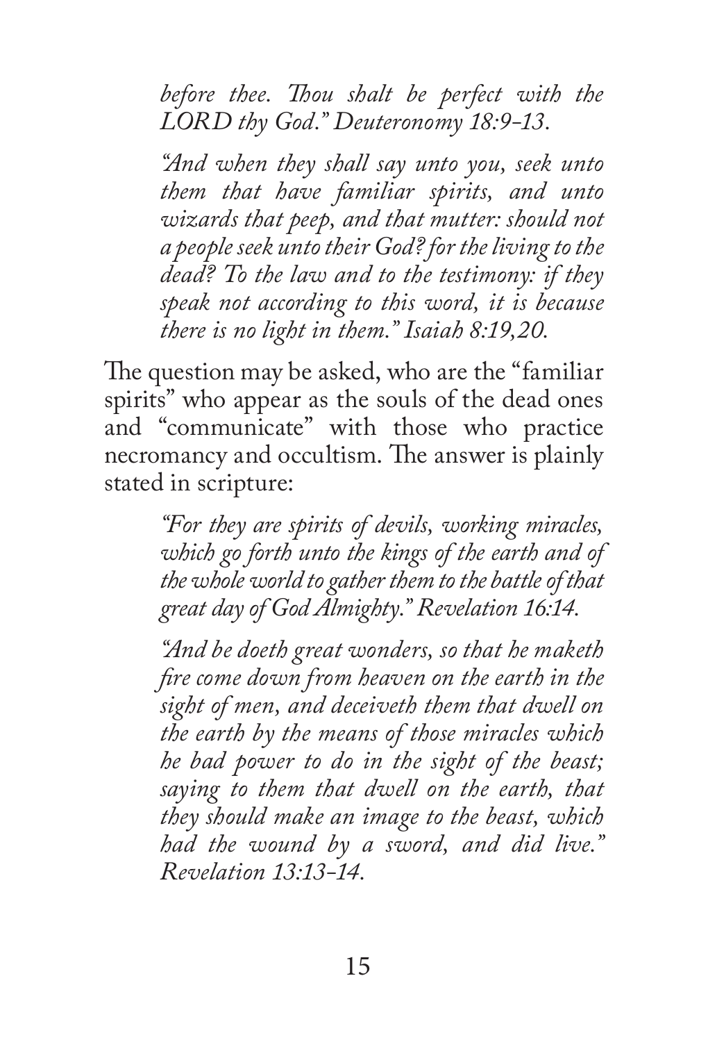*before thee. Thou shalt be perfect with the LORD thy God." Deuteronomy 18:9-13.*

*"And when they shall say unto you, seek unto them that have familiar spirits, and unto wizards that peep, and that mutter: should not a people seek unto their God? for the living to the dead? To the law and to the testimony: if they speak not according to this word, it is because there is no light in them." Isaiah 8:19,20.*

The question may be asked, who are the "familiar spirits" who appear as the souls of the dead ones and "communicate" with those who practice necromancy and occultism. The answer is plainly stated in scripture:

*"For they are spirits of devils, working miracles, which go forth unto the kings of the earth and of the whole world to gather them to the battle of that great day of God Almighty." Revelation 16:14.*

*"And be doeth great wonders, so that he maketh fire come down from heaven on the earth in the sight of men, and deceiveth them that dwell on the earth by the means of those miracles which he bad power to do in the sight of the beast; saying to them that dwell on the earth, that they should make an image to the beast, which had the wound by a sword, and did live." Revelation 13:13-14.*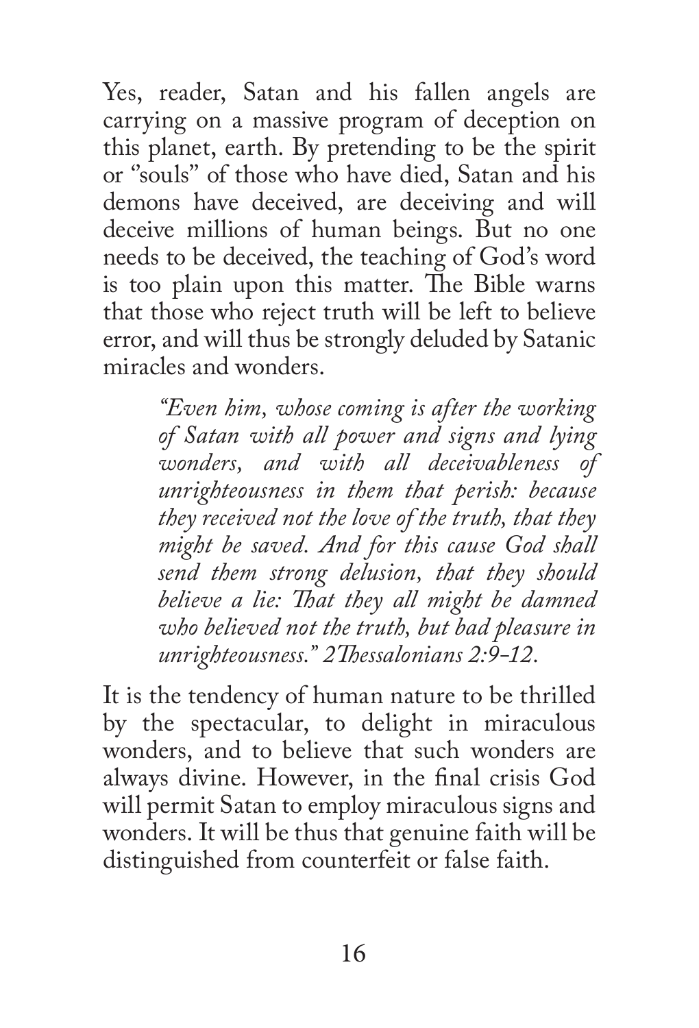Yes, reader, Satan and his fallen angels are carrying on a massive program of deception on this planet, earth. By pretending to be the spirit or "souls" of those who have died, Satan and his demons have deceived, are deceiving and will deceive millions of human beings. But no one needs to be deceived, the teaching of God's word is too plain upon this matter. The Bible warns that those who reject truth will be left to believe error, and will thus be strongly deluded by Satanic miracles and wonders.

> *"Even him, whose coming is after the working of Satan with all power and signs and lying wonders, and with all deceivableness of unrighteousness in them that perish: because they received not the love of the truth, that they might be saved. And for this cause God shall send them strong delusion, that they should believe a lie: That they all might be damned who believed not the truth, but bad pleasure in unrighteousness." 2Thessalonians 2:9-12.*

It is the tendency of human nature to be thrilled by the spectacular, to delight in miraculous wonders, and to believe that such wonders are always divine. However, in the final crisis God will permit Satan to employ miraculous signs and wonders. It will be thus that genuine faith will be distinguished from counterfeit or false faith.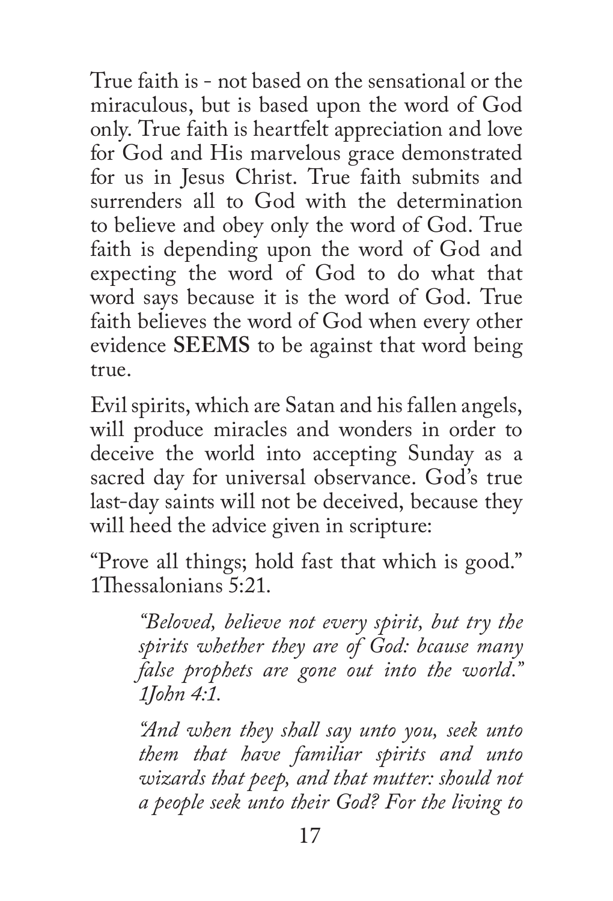True faith is - not based on the sensational or the miraculous, but is based upon the word of God only. True faith is heartfelt appreciation and love for God and His marvelous grace demonstrated for us in Jesus Christ. True faith submits and surrenders all to God with the determination to believe and obey only the word of God. True faith is depending upon the word of God and expecting the word of God to do what that word says because it is the word of God. True faith believes the word of God when every other evidence **SEEMS** to be against that word being true.

Evil spirits, which are Satan and his fallen angels, will produce miracles and wonders in order to deceive the world into accepting Sunday as a sacred day for universal observance. God's true last-day saints will not be deceived, because they will heed the advice given in scripture:

"Prove all things; hold fast that which is good." 1Thessalonians 5:21.

> *"Beloved, believe not every spirit, but try the spirits whether they are of God: bcause many false prophets are gone out into the world." 1John 4:1.*
>
> *"And when they shall say unto you, seek unto them that have familiar spirits and unto wizards that peep, and that mutter: should not a people seek unto their God? For the living to*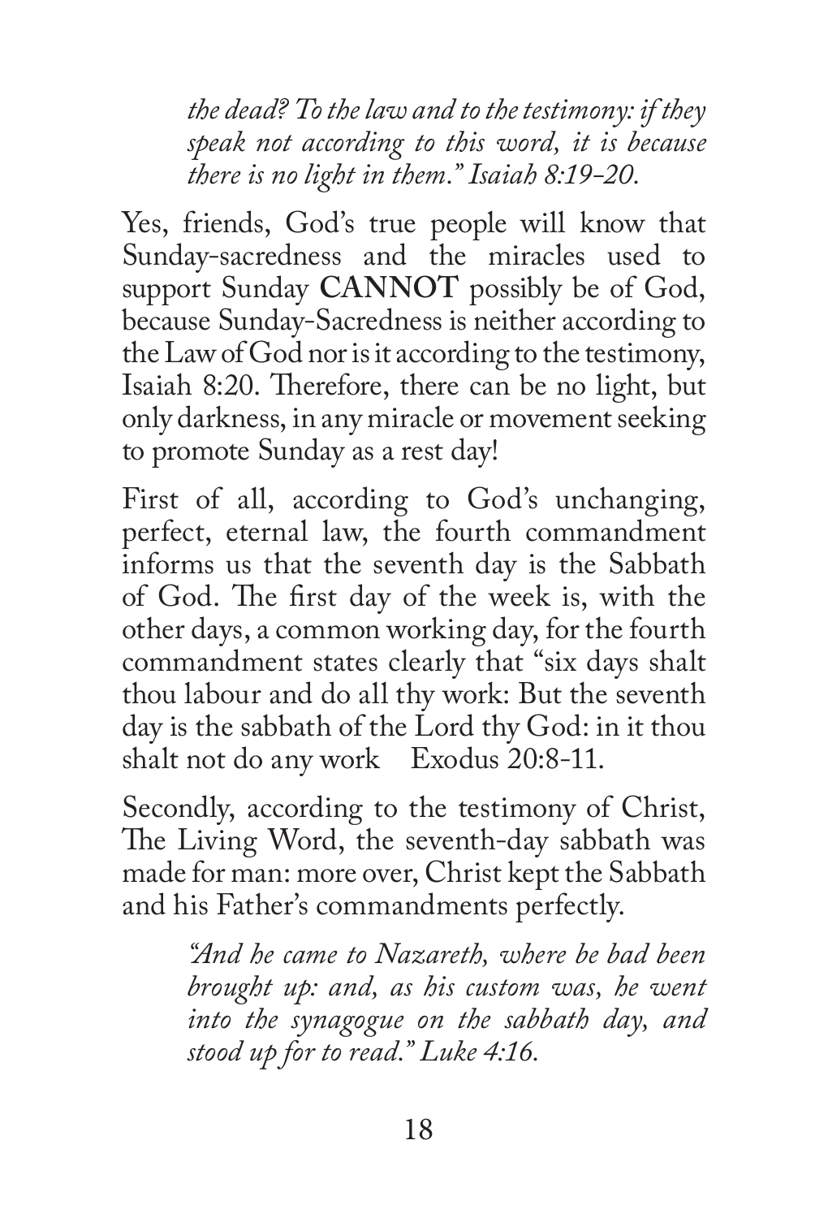> *the dead? To the law and to the testimony: if they speak not according to this word, it is because there is no light in them." Isaiah 8:19-20.*

Yes, friends, God's true people will know that Sunday-sacredness and the miracles used to support Sunday **CANNOT** possibly be of God, because Sunday-Sacredness is neither according to the Law of God nor is it according to the testimony, Isaiah 8:20. Therefore, there can be no light, but only darkness, in any miracle or movement seeking to promote Sunday as a rest day!

First of all, according to God's unchanging, perfect, eternal law, the fourth commandment informs us that the seventh day is the Sabbath of God. The first day of the week is, with the other days, a common working day, for the fourth commandment states clearly that "six days shalt thou labour and do all thy work: But the seventh day is the sabbath of the Lord thy God: in it thou shalt not do any work    Exodus 20:8-11.

Secondly, according to the testimony of Christ, The Living Word, the seventh-day sabbath was made for man: more over, Christ kept the Sabbath and his Father's commandments perfectly.

> *"And he came to Nazareth, where be bad been brought up: and, as his custom was, he went into the synagogue on the sabbath day, and stood up for to read." Luke 4:16.*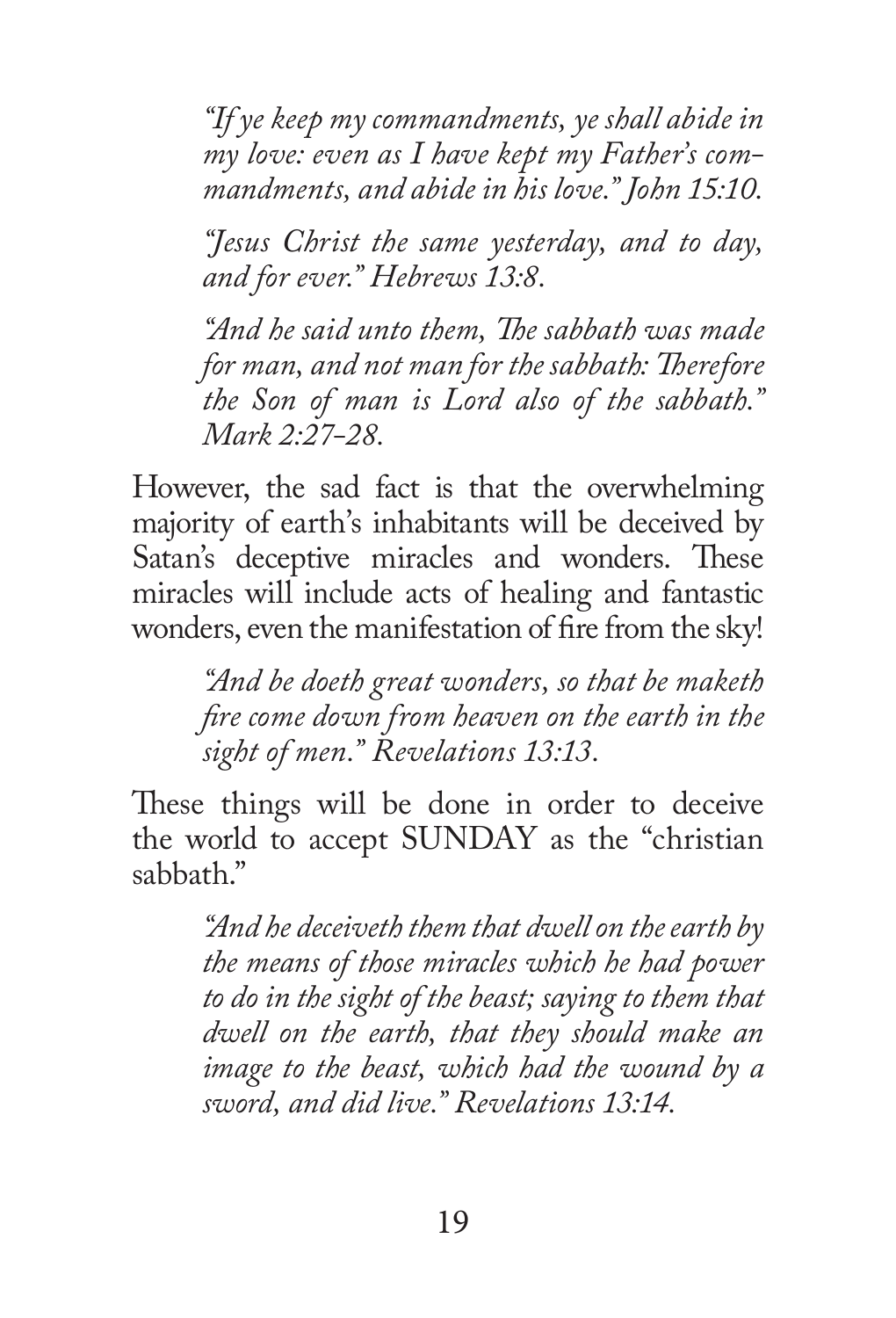> *"If ye keep my commandments, ye shall abide in my love: even as I have kept my Father's commandments, and abide in his love." John 15:10.*

> *"Jesus Christ the same yesterday, and to day, and for ever." Hebrews 13:8.*

> *"And he said unto them, The sabbath was made for man, and not man for the sabbath: Therefore the Son of man is Lord also of the sabbath." Mark 2:27-28.*

However, the sad fact is that the overwhelming majority of earth's inhabitants will be deceived by Satan's deceptive miracles and wonders. These miracles will include acts of healing and fantastic wonders, even the manifestation of fire from the sky!

> *"And he doeth great wonders, so that he maketh fire come down from heaven on the earth in the sight of men." Revelations 13:13.*

These things will be done in order to deceive the world to accept SUNDAY as the "christian sabbath."

> *"And he deceiveth them that dwell on the earth by the means of those miracles which he had power to do in the sight of the beast; saying to them that dwell on the earth, that they should make an image to the beast, which had the wound by a sword, and did live." Revelations 13:14.*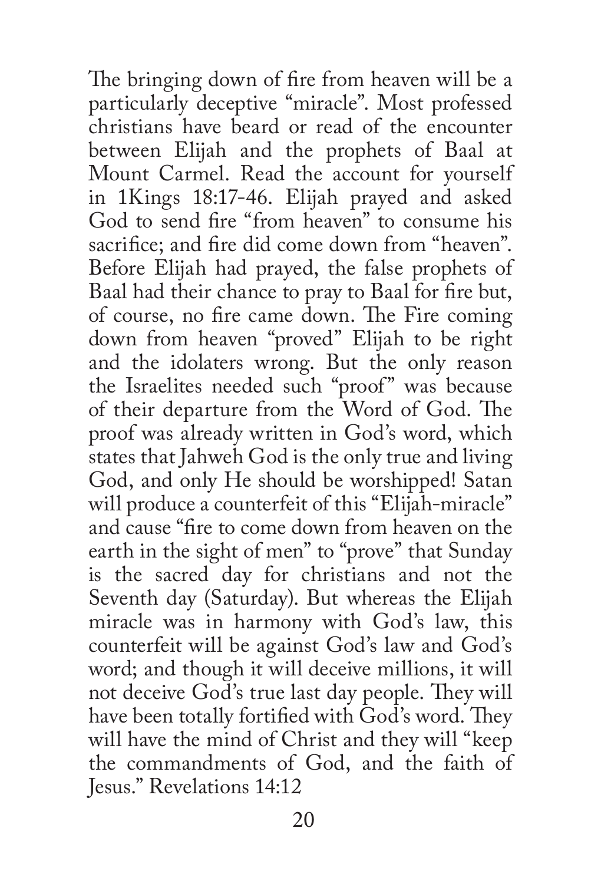The bringing down of fire from heaven will be a particularly deceptive "miracle". Most professed christians have beard or read of the encounter between Elijah and the prophets of Baal at Mount Carmel. Read the account for yourself in 1Kings 18:17-46. Elijah prayed and asked God to send fire "from heaven" to consume his sacrifice; and fire did come down from "heaven". Before Elijah had prayed, the false prophets of Baal had their chance to pray to Baal for fire but, of course, no fire came down. The Fire coming down from heaven "proved" Elijah to be right and the idolaters wrong. But the only reason the Israelites needed such "proof" was because of their departure from the Word of God. The proof was already written in God's word, which states that Jahweh God is the only true and living God, and only He should be worshipped! Satan will produce a counterfeit of this "Elijah-miracle" and cause "fire to come down from heaven on the earth in the sight of men" to "prove" that Sunday is the sacred day for christians and not the Seventh day (Saturday). But whereas the Elijah miracle was in harmony with God's law, this counterfeit will be against God's law and God's word; and though it will deceive millions, it will not deceive God's true last day people. They will have been totally fortified with God's word. They will have the mind of Christ and they will "keep the commandments of God, and the faith of Jesus." Revelations 14:12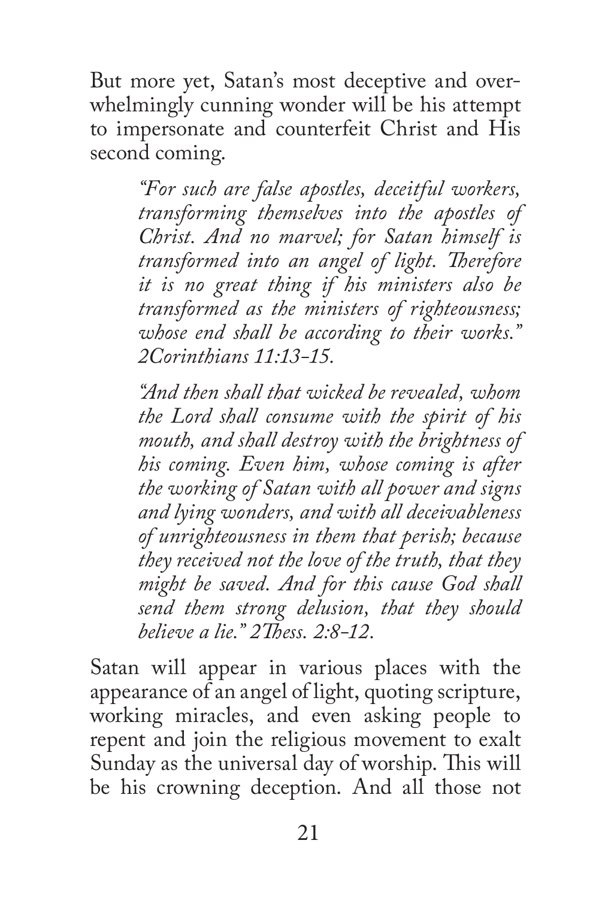But more yet, Satan's most deceptive and overwhelmingly cunning wonder will be his attempt to impersonate and counterfeit Christ and His second coming.

> *"For such are false apostles, deceitful workers, transforming themselves into the apostles of Christ. And no marvel; for Satan himself is transformed into an angel of light. Therefore it is no great thing if his ministers also be transformed as the ministers of righteousness; whose end shall be according to their works." 2Corinthians 11:13-15.*

> *"And then shall that wicked be revealed, whom the Lord shall consume with the spirit of his mouth, and shall destroy with the brightness of his coming. Even him, whose coming is after the working of Satan with all power and signs and lying wonders, and with all deceivableness of unrighteousness in them that perish; because they received not the love of the truth, that they might be saved. And for this cause God shall send them strong delusion, that they should believe a lie." 2Thess. 2:8-12.*

Satan will appear in various places with the appearance of an angel of light, quoting scripture, working miracles, and even asking people to repent and join the religious movement to exalt Sunday as the universal day of worship. This will be his crowning deception. And all those not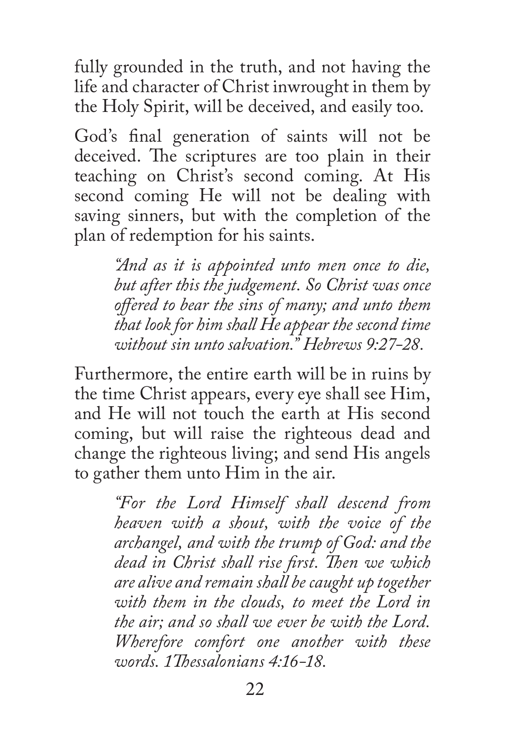fully grounded in the truth, and not having the life and character of Christ inwrought in them by the Holy Spirit, will be deceived, and easily too.

God's final generation of saints will not be deceived. The scriptures are too plain in their teaching on Christ's second coming. At His second coming He will not be dealing with saving sinners, but with the completion of the plan of redemption for his saints.

> *"And as it is appointed unto men once to die, but after this the judgement. So Christ was once offered to bear the sins of many; and unto them that look for him shall He appear the second time without sin unto salvation." Hebrews 9:27-28.*

Furthermore, the entire earth will be in ruins by the time Christ appears, every eye shall see Him, and He will not touch the earth at His second coming, but will raise the righteous dead and change the righteous living; and send His angels to gather them unto Him in the air.

> *"For the Lord Himself shall descend from heaven with a shout, with the voice of the archangel, and with the trump of God: and the dead in Christ shall rise first. Then we which are alive and remain shall be caught up together with them in the clouds, to meet the Lord in the air; and so shall we ever be with the Lord. Wherefore comfort one another with these words. 1Thessalonians 4:16-18.*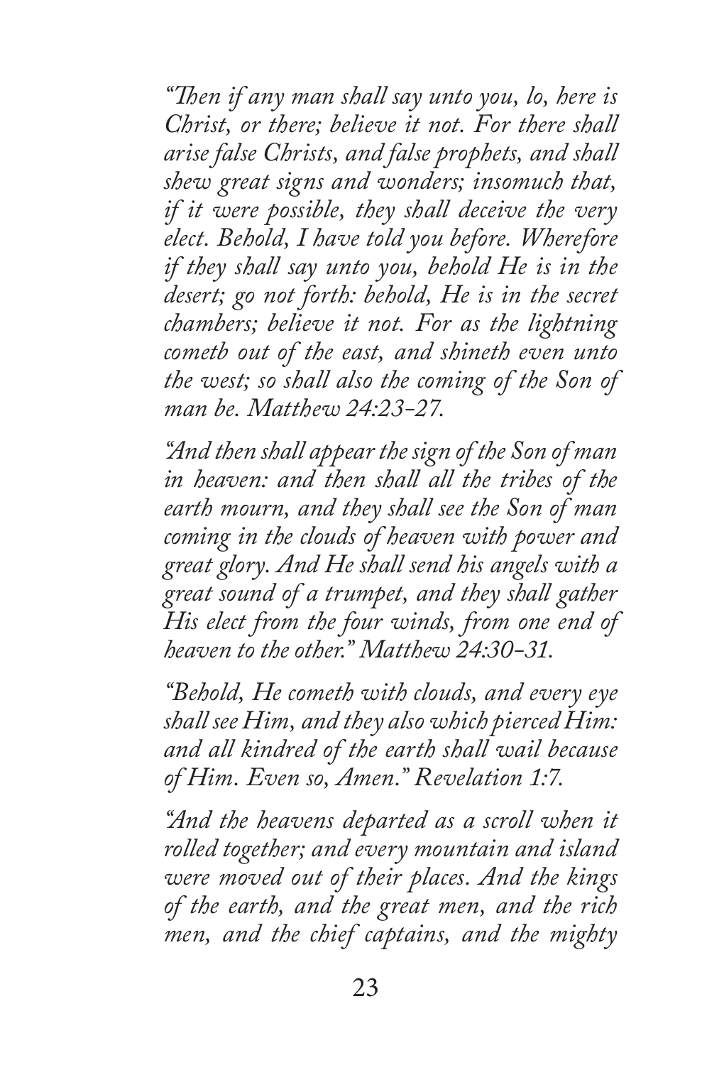*"Then if any man shall say unto you, lo, here is Christ, or there; believe it not. For there shall arise false Christs, and false prophets, and shall shew great signs and wonders; insomuch that, if it were possible, they shall deceive the very elect. Behold, I have told you before. Wherefore if they shall say unto you, behold He is in the desert; go not forth: behold, He is in the secret chambers; believe it not. For as the lightning cometh out of the east, and shineth even unto the west; so shall also the coming of the Son of man be. Matthew 24:23-27.*

*"And then shall appear the sign of the Son of man in heaven: and then shall all the tribes of the earth mourn, and they shall see the Son of man coming in the clouds of heaven with power and great glory. And He shall send his angels with a great sound of a trumpet, and they shall gather His elect from the four winds, from one end of heaven to the other." Matthew 24:30-31.*

*"Behold, He cometh with clouds, and every eye shall see Him, and they also which pierced Him: and all kindred of the earth shall wail because of Him. Even so, Amen." Revelation 1:7.*

*"And the heavens departed as a scroll when it rolled together; and every mountain and island were moved out of their places. And the kings of the earth, and the great men, and the rich men, and the chief captains, and the mighty*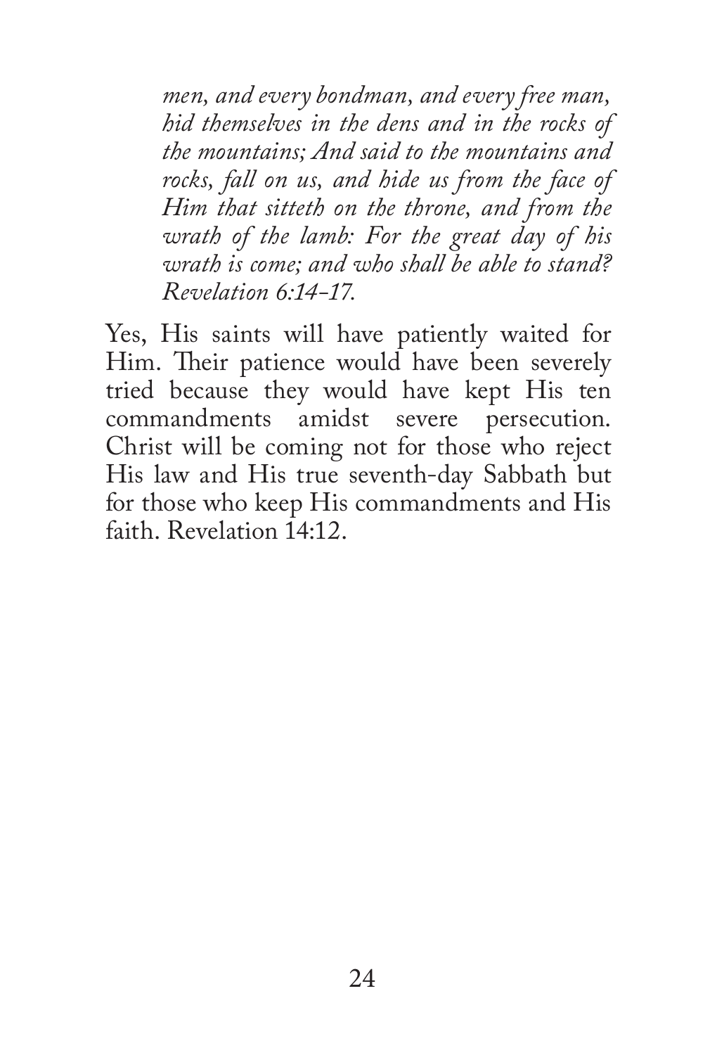> *men, and every bondman, and every free man, hid themselves in the dens and in the rocks of the mountains; And said to the mountains and rocks, fall on us, and hide us from the face of Him that sitteth on the throne, and from the wrath of the lamb: For the great day of his wrath is come; and who shall be able to stand? Revelation 6:14-17.*

Yes, His saints will have patiently waited for Him. Their patience would have been severely tried because they would have kept His ten commandments amidst severe persecution. Christ will be coming not for those who reject His law and His true seventh-day Sabbath but for those who keep His commandments and His faith. Revelation 14:12.